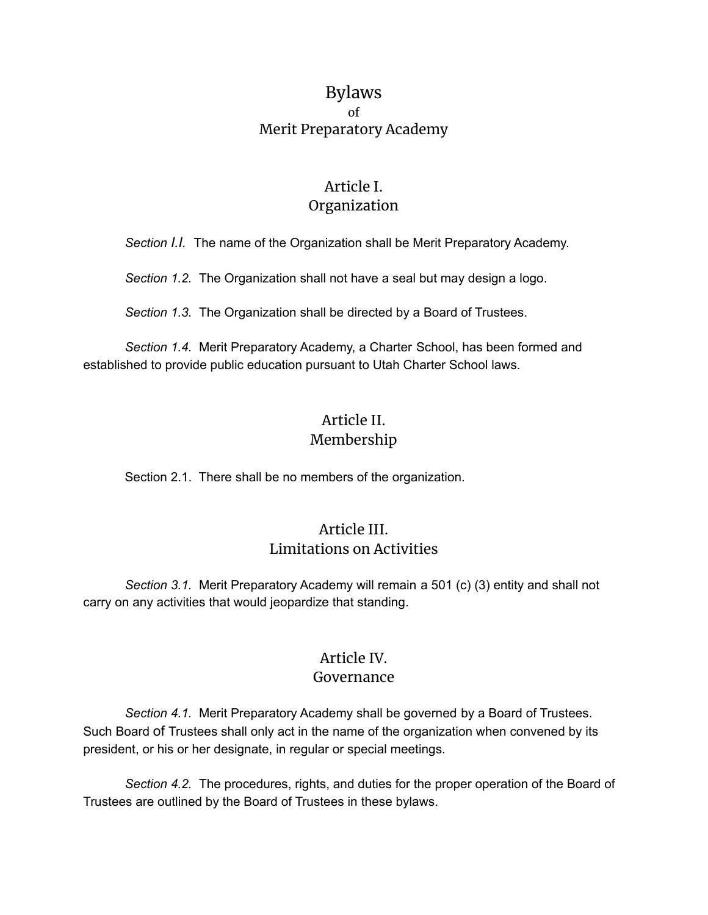# Bylaws
of
Merit Preparatory Academy

## Article I.
## Organization

*Section I.I.* The name of the Organization shall be Merit Preparatory Academy.

*Section 1.2.* The Organization shall not have a seal but may design a logo.

*Section 1.3.* The Organization shall be directed by a Board of Trustees.

*Section 1.4.* Merit Preparatory Academy, a Charter School, has been formed and established to provide public education pursuant to Utah Charter School laws.

## Article II.
## Membership

Section 2.1. There shall be no members of the organization.

## Article III.
## Limitations on Activities

*Section 3.1.* Merit Preparatory Academy will remain a 501 (c) (3) entity and shall not carry on any activities that would jeopardize that standing.

## Article IV.
## Governance

*Section 4.1.* Merit Preparatory Academy shall be governed by a Board of Trustees. Such Board of Trustees shall only act in the name of the organization when convened by its president, or his or her designate, in regular or special meetings.

*Section 4.2.* The procedures, rights, and duties for the proper operation of the Board of Trustees are outlined by the Board of Trustees in these bylaws.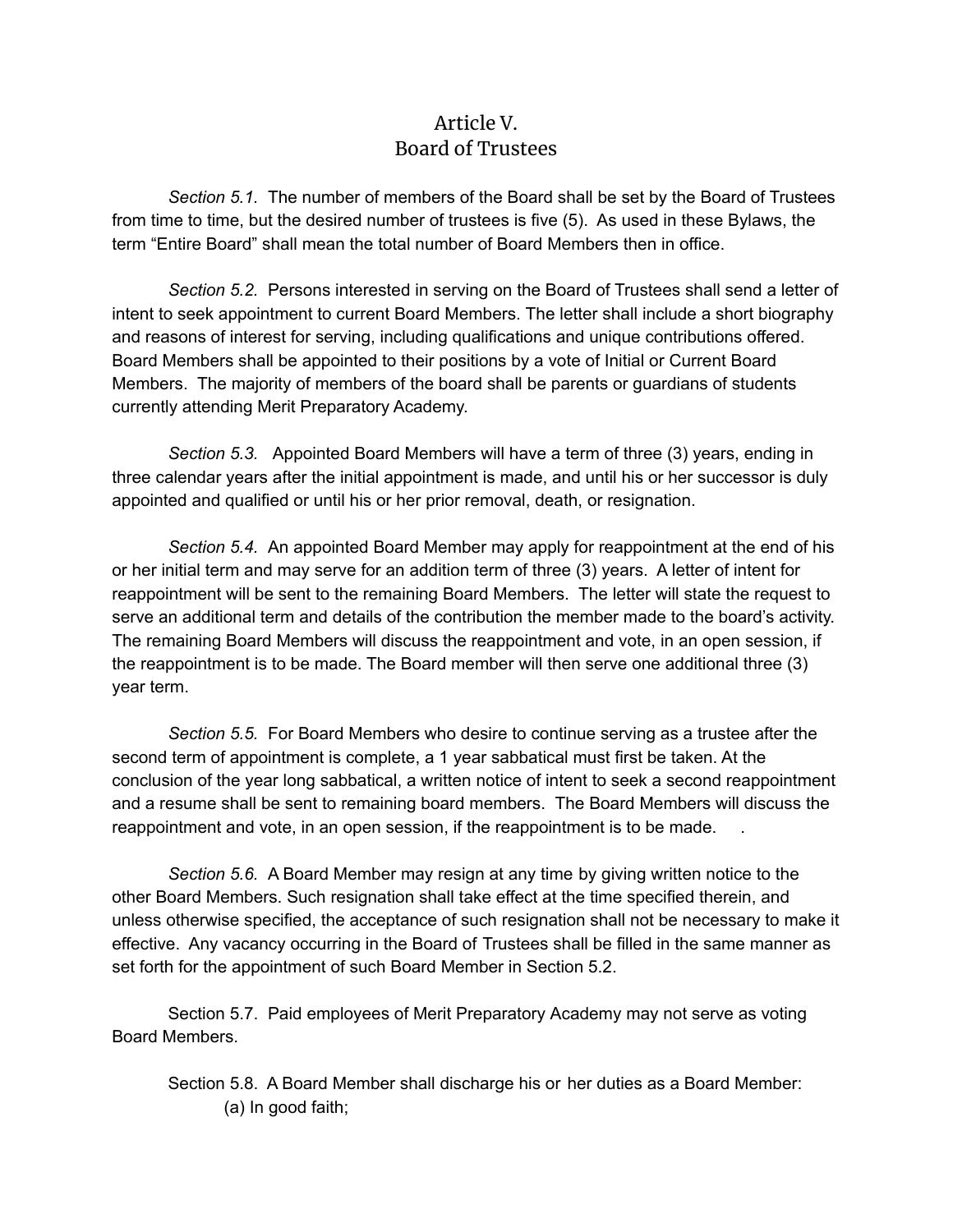# Article V.
# Board of Trustees

*Section 5.1.* The number of members of the Board shall be set by the Board of Trustees from time to time, but the desired number of trustees is five (5). As used in these Bylaws, the term "Entire Board" shall mean the total number of Board Members then in office.

*Section 5.2.* Persons interested in serving on the Board of Trustees shall send a letter of intent to seek appointment to current Board Members. The letter shall include a short biography and reasons of interest for serving, including qualifications and unique contributions offered. Board Members shall be appointed to their positions by a vote of Initial or Current Board Members. The majority of members of the board shall be parents or guardians of students currently attending Merit Preparatory Academy.

*Section 5.3.* Appointed Board Members will have a term of three (3) years, ending in three calendar years after the initial appointment is made, and until his or her successor is duly appointed and qualified or until his or her prior removal, death, or resignation.

*Section 5.4.* An appointed Board Member may apply for reappointment at the end of his or her initial term and may serve for an addition term of three (3) years. A letter of intent for reappointment will be sent to the remaining Board Members. The letter will state the request to serve an additional term and details of the contribution the member made to the board's activity. The remaining Board Members will discuss the reappointment and vote, in an open session, if the reappointment is to be made. The Board member will then serve one additional three (3) year term.

*Section 5.5.* For Board Members who desire to continue serving as a trustee after the second term of appointment is complete, a 1 year sabbatical must first be taken. At the conclusion of the year long sabbatical, a written notice of intent to seek a second reappointment and a resume shall be sent to remaining board members. The Board Members will discuss the reappointment and vote, in an open session, if the reappointment is to be made. .

*Section 5.6.* A Board Member may resign at any time by giving written notice to the other Board Members. Such resignation shall take effect at the time specified therein, and unless otherwise specified, the acceptance of such resignation shall not be necessary to make it effective. Any vacancy occurring in the Board of Trustees shall be filled in the same manner as set forth for the appointment of such Board Member in Section 5.2.

Section 5.7. Paid employees of Merit Preparatory Academy may not serve as voting Board Members.

Section 5.8. A Board Member shall discharge his or her duties as a Board Member:

(a) In good faith;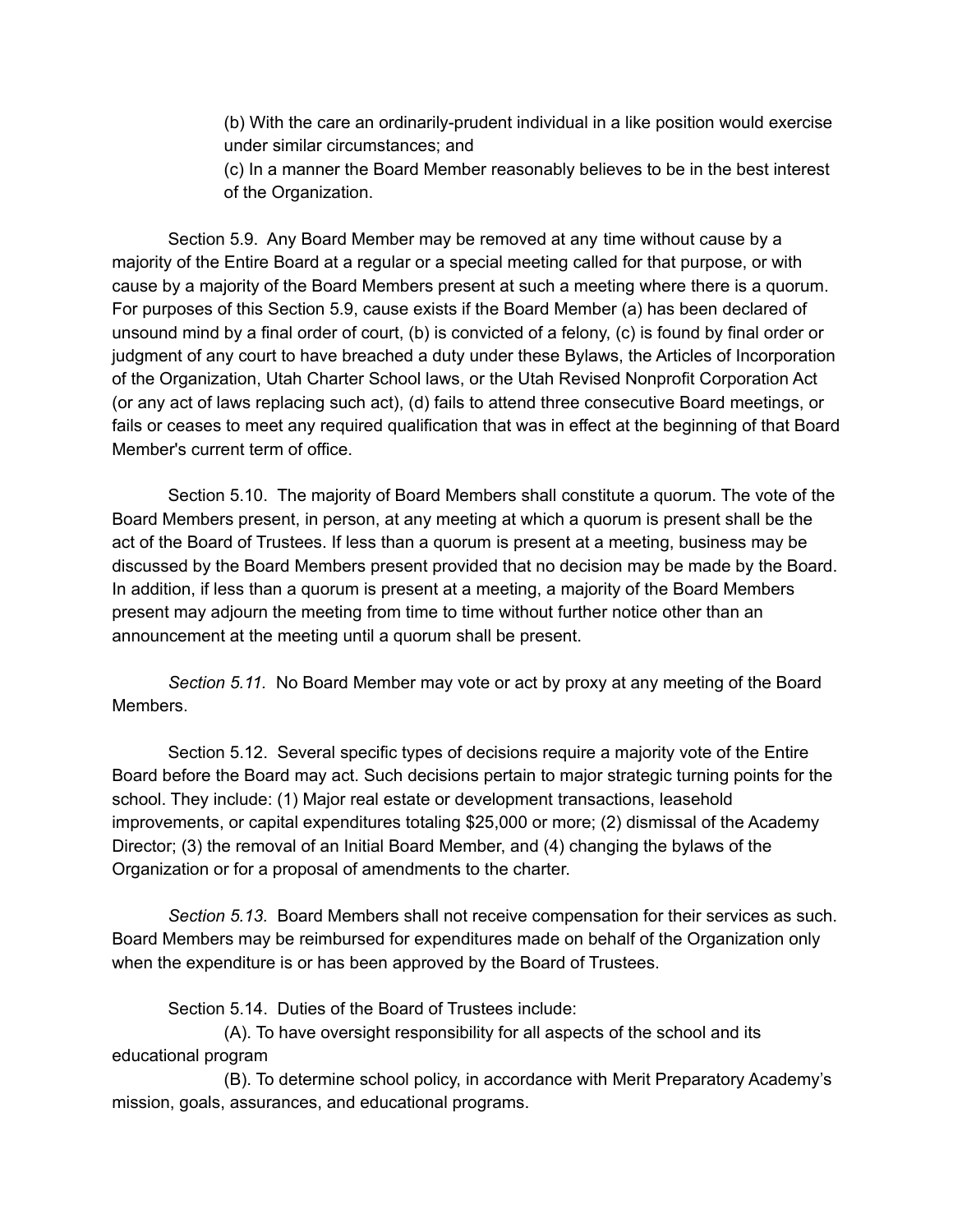(b) With the care an ordinarily-prudent individual in a like position would exercise under similar circumstances; and

(c) In a manner the Board Member reasonably believes to be in the best interest of the Organization.

Section 5.9. Any Board Member may be removed at any time without cause by a majority of the Entire Board at a regular or a special meeting called for that purpose, or with cause by a majority of the Board Members present at such a meeting where there is a quorum. For purposes of this Section 5.9, cause exists if the Board Member (a) has been declared of unsound mind by a final order of court, (b) is convicted of a felony, (c) is found by final order or judgment of any court to have breached a duty under these Bylaws, the Articles of Incorporation of the Organization, Utah Charter School laws, or the Utah Revised Nonprofit Corporation Act (or any act of laws replacing such act), (d) fails to attend three consecutive Board meetings, or fails or ceases to meet any required qualification that was in effect at the beginning of that Board Member's current term of office.

Section 5.10. The majority of Board Members shall constitute a quorum. The vote of the Board Members present, in person, at any meeting at which a quorum is present shall be the act of the Board of Trustees. If less than a quorum is present at a meeting, business may be discussed by the Board Members present provided that no decision may be made by the Board. In addition, if less than a quorum is present at a meeting, a majority of the Board Members present may adjourn the meeting from time to time without further notice other than an announcement at the meeting until a quorum shall be present.

*Section 5.11.* No Board Member may vote or act by proxy at any meeting of the Board Members.

Section 5.12. Several specific types of decisions require a majority vote of the Entire Board before the Board may act. Such decisions pertain to major strategic turning points for the school. They include: (1) Major real estate or development transactions, leasehold improvements, or capital expenditures totaling $25,000 or more; (2) dismissal of the Academy Director; (3) the removal of an Initial Board Member, and (4) changing the bylaws of the Organization or for a proposal of amendments to the charter.

*Section 5.13.* Board Members shall not receive compensation for their services as such. Board Members may be reimbursed for expenditures made on behalf of the Organization only when the expenditure is or has been approved by the Board of Trustees.

Section 5.14. Duties of the Board of Trustees include:

(A). To have oversight responsibility for all aspects of the school and its educational program

(B). To determine school policy, in accordance with Merit Preparatory Academy's mission, goals, assurances, and educational programs.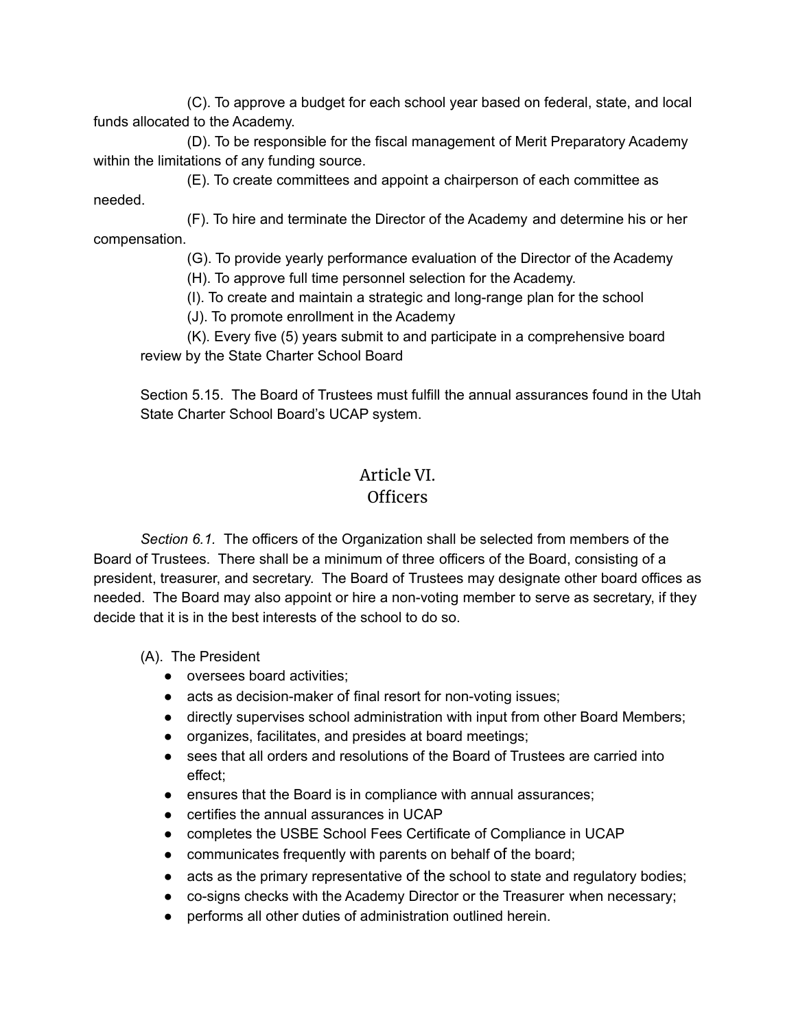(C). To approve a budget for each school year based on federal, state, and local funds allocated to the Academy.

(D). To be responsible for the fiscal management of Merit Preparatory Academy within the limitations of any funding source.

(E). To create committees and appoint a chairperson of each committee as needed.

(F). To hire and terminate the Director of the Academy and determine his or her compensation.

(G). To provide yearly performance evaluation of the Director of the Academy

(H). To approve full time personnel selection for the Academy.

(I). To create and maintain a strategic and long-range plan for the school

(J). To promote enrollment in the Academy

(K). Every five (5) years submit to and participate in a comprehensive board review by the State Charter School Board

Section 5.15. The Board of Trustees must fulfill the annual assurances found in the Utah State Charter School Board's UCAP system.

## Article VI.
## Officers

*Section 6.1.* The officers of the Organization shall be selected from members of the Board of Trustees. There shall be a minimum of three officers of the Board, consisting of a president, treasurer, and secretary. The Board of Trustees may designate other board offices as needed. The Board may also appoint or hire a non-voting member to serve as secretary, if they decide that it is in the best interests of the school to do so.

(A). The President

- oversees board activities;
- acts as decision-maker of final resort for non-voting issues;
- directly supervises school administration with input from other Board Members;
- organizes, facilitates, and presides at board meetings;
- sees that all orders and resolutions of the Board of Trustees are carried into effect;
- ensures that the Board is in compliance with annual assurances;
- certifies the annual assurances in UCAP
- completes the USBE School Fees Certificate of Compliance in UCAP
- communicates frequently with parents on behalf of the board;
- acts as the primary representative of the school to state and regulatory bodies;
- co-signs checks with the Academy Director or the Treasurer when necessary;
- performs all other duties of administration outlined herein.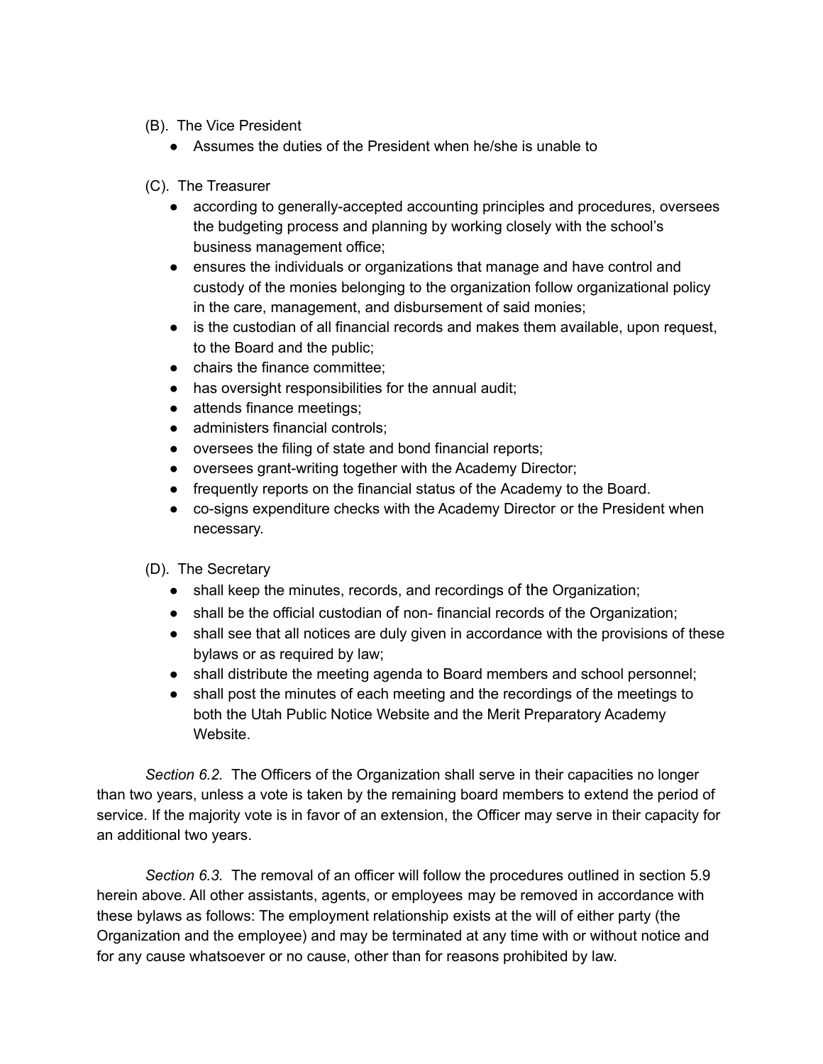(B). The Vice President

- Assumes the duties of the President when he/she is unable to

(C). The Treasurer

- according to generally-accepted accounting principles and procedures, oversees the budgeting process and planning by working closely with the school's business management office;
- ensures the individuals or organizations that manage and have control and custody of the monies belonging to the organization follow organizational policy in the care, management, and disbursement of said monies;
- is the custodian of all financial records and makes them available, upon request, to the Board and the public;
- chairs the finance committee;
- has oversight responsibilities for the annual audit;
- attends finance meetings;
- administers financial controls;
- oversees the filing of state and bond financial reports;
- oversees grant-writing together with the Academy Director;
- frequently reports on the financial status of the Academy to the Board.
- co-signs expenditure checks with the Academy Director or the President when necessary.

(D). The Secretary

- shall keep the minutes, records, and recordings of the Organization;
- shall be the official custodian of non- financial records of the Organization;
- shall see that all notices are duly given in accordance with the provisions of these bylaws or as required by law;
- shall distribute the meeting agenda to Board members and school personnel;
- shall post the minutes of each meeting and the recordings of the meetings to both the Utah Public Notice Website and the Merit Preparatory Academy Website.

*Section 6.2.* The Officers of the Organization shall serve in their capacities no longer than two years, unless a vote is taken by the remaining board members to extend the period of service. If the majority vote is in favor of an extension, the Officer may serve in their capacity for an additional two years.

*Section 6.3.* The removal of an officer will follow the procedures outlined in section 5.9 herein above. All other assistants, agents, or employees may be removed in accordance with these bylaws as follows: The employment relationship exists at the will of either party (the Organization and the employee) and may be terminated at any time with or without notice and for any cause whatsoever or no cause, other than for reasons prohibited by law.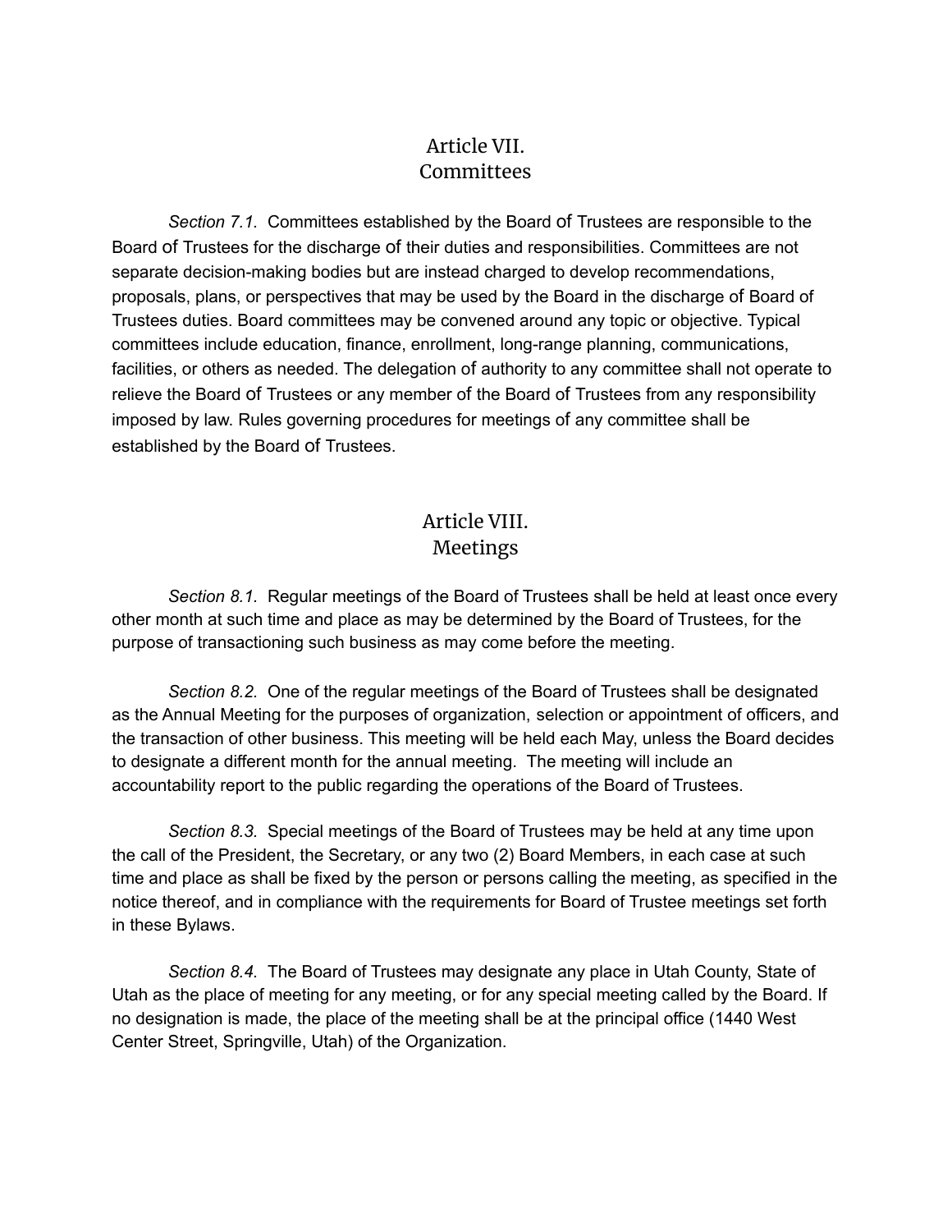## Article VII.
## Committees

*Section 7.1.* Committees established by the Board of Trustees are responsible to the Board of Trustees for the discharge of their duties and responsibilities. Committees are not separate decision-making bodies but are instead charged to develop recommendations, proposals, plans, or perspectives that may be used by the Board in the discharge of Board of Trustees duties. Board committees may be convened around any topic or objective. Typical committees include education, finance, enrollment, long-range planning, communications, facilities, or others as needed. The delegation of authority to any committee shall not operate to relieve the Board of Trustees or any member of the Board of Trustees from any responsibility imposed by law. Rules governing procedures for meetings of any committee shall be established by the Board of Trustees.

## Article VIII.
## Meetings

*Section 8.1.* Regular meetings of the Board of Trustees shall be held at least once every other month at such time and place as may be determined by the Board of Trustees, for the purpose of transactioning such business as may come before the meeting.

*Section 8.2.* One of the regular meetings of the Board of Trustees shall be designated as the Annual Meeting for the purposes of organization, selection or appointment of officers, and the transaction of other business. This meeting will be held each May, unless the Board decides to designate a different month for the annual meeting. The meeting will include an accountability report to the public regarding the operations of the Board of Trustees.

*Section 8.3.* Special meetings of the Board of Trustees may be held at any time upon the call of the President, the Secretary, or any two (2) Board Members, in each case at such time and place as shall be fixed by the person or persons calling the meeting, as specified in the notice thereof, and in compliance with the requirements for Board of Trustee meetings set forth in these Bylaws.

*Section 8.4.* The Board of Trustees may designate any place in Utah County, State of Utah as the place of meeting for any meeting, or for any special meeting called by the Board. If no designation is made, the place of the meeting shall be at the principal office (1440 West Center Street, Springville, Utah) of the Organization.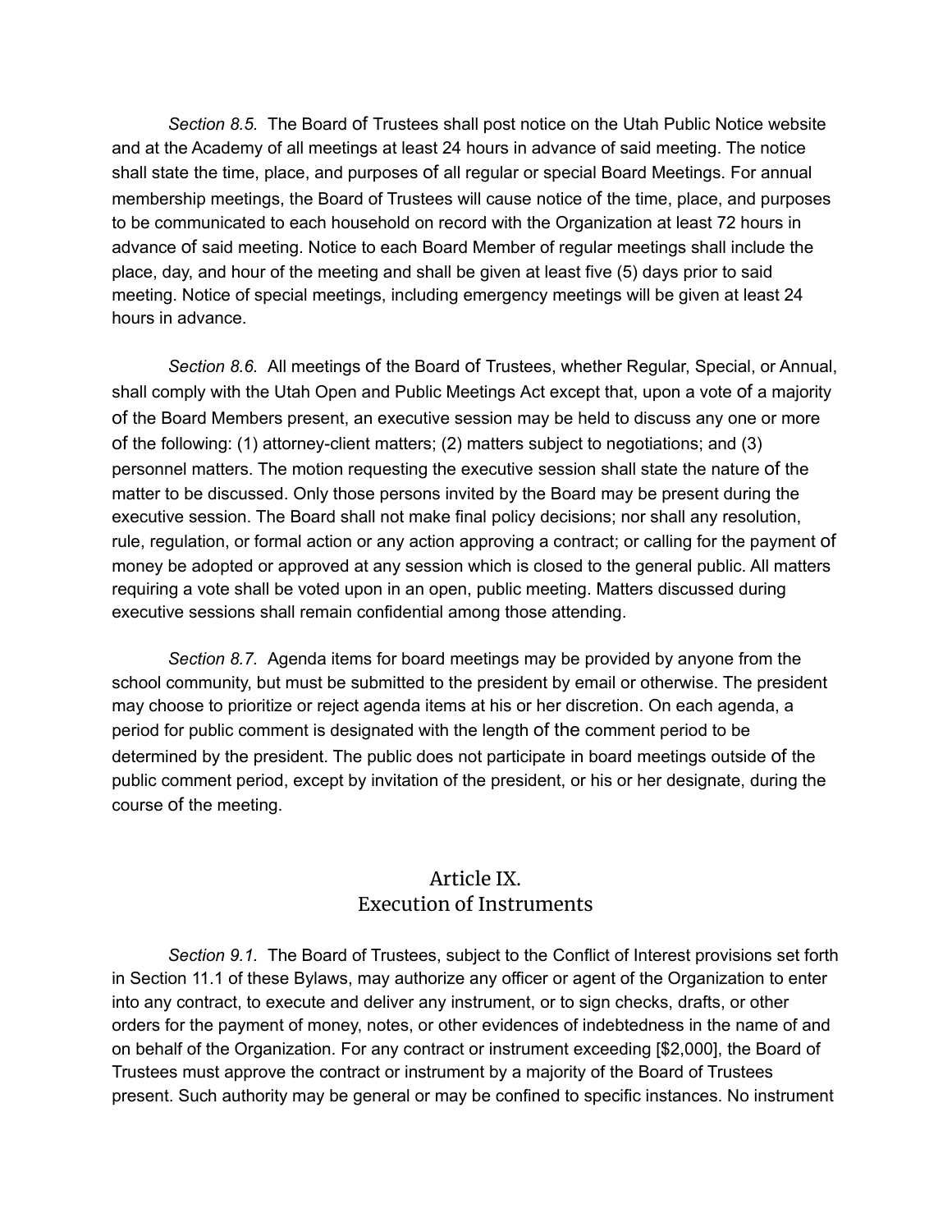*Section 8.5.* The Board of Trustees shall post notice on the Utah Public Notice website and at the Academy of all meetings at least 24 hours in advance of said meeting. The notice shall state the time, place, and purposes of all regular or special Board Meetings. For annual membership meetings, the Board of Trustees will cause notice of the time, place, and purposes to be communicated to each household on record with the Organization at least 72 hours in advance of said meeting. Notice to each Board Member of regular meetings shall include the place, day, and hour of the meeting and shall be given at least five (5) days prior to said meeting. Notice of special meetings, including emergency meetings will be given at least 24 hours in advance.

*Section 8.6.* All meetings of the Board of Trustees, whether Regular, Special, or Annual, shall comply with the Utah Open and Public Meetings Act except that, upon a vote of a majority of the Board Members present, an executive session may be held to discuss any one or more of the following: (1) attorney-client matters; (2) matters subject to negotiations; and (3) personnel matters. The motion requesting the executive session shall state the nature of the matter to be discussed. Only those persons invited by the Board may be present during the executive session. The Board shall not make final policy decisions; nor shall any resolution, rule, regulation, or formal action or any action approving a contract; or calling for the payment of money be adopted or approved at any session which is closed to the general public. All matters requiring a vote shall be voted upon in an open, public meeting. Matters discussed during executive sessions shall remain confidential among those attending.

*Section 8.7.* Agenda items for board meetings may be provided by anyone from the school community, but must be submitted to the president by email or otherwise. The president may choose to prioritize or reject agenda items at his or her discretion. On each agenda, a period for public comment is designated with the length of the comment period to be determined by the president. The public does not participate in board meetings outside of the public comment period, except by invitation of the president, or his or her designate, during the course of the meeting.

## Article IX.
## Execution of Instruments

*Section 9.1.* The Board of Trustees, subject to the Conflict of Interest provisions set forth in Section 11.1 of these Bylaws, may authorize any officer or agent of the Organization to enter into any contract, to execute and deliver any instrument, or to sign checks, drafts, or other orders for the payment of money, notes, or other evidences of indebtedness in the name of and on behalf of the Organization. For any contract or instrument exceeding [$2,000], the Board of Trustees must approve the contract or instrument by a majority of the Board of Trustees present. Such authority may be general or may be confined to specific instances. No instrument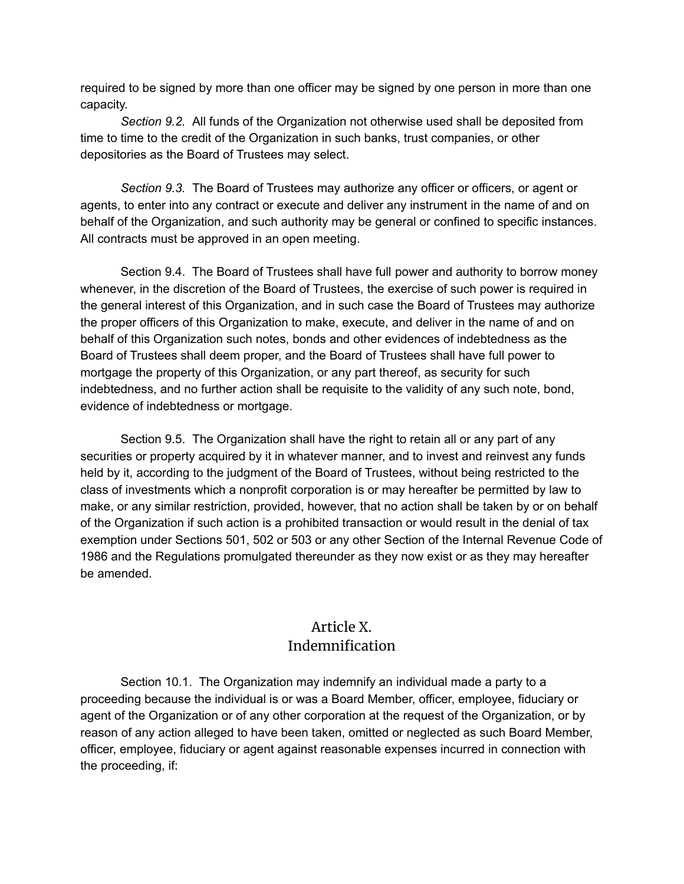required to be signed by more than one officer may be signed by one person in more than one capacity.

*Section 9.2.* All funds of the Organization not otherwise used shall be deposited from time to time to the credit of the Organization in such banks, trust companies, or other depositories as the Board of Trustees may select.

*Section 9.3.* The Board of Trustees may authorize any officer or officers, or agent or agents, to enter into any contract or execute and deliver any instrument in the name of and on behalf of the Organization, and such authority may be general or confined to specific instances. All contracts must be approved in an open meeting.

Section 9.4. The Board of Trustees shall have full power and authority to borrow money whenever, in the discretion of the Board of Trustees, the exercise of such power is required in the general interest of this Organization, and in such case the Board of Trustees may authorize the proper officers of this Organization to make, execute, and deliver in the name of and on behalf of this Organization such notes, bonds and other evidences of indebtedness as the Board of Trustees shall deem proper, and the Board of Trustees shall have full power to mortgage the property of this Organization, or any part thereof, as security for such indebtedness, and no further action shall be requisite to the validity of any such note, bond, evidence of indebtedness or mortgage.

Section 9.5. The Organization shall have the right to retain all or any part of any securities or property acquired by it in whatever manner, and to invest and reinvest any funds held by it, according to the judgment of the Board of Trustees, without being restricted to the class of investments which a nonprofit corporation is or may hereafter be permitted by law to make, or any similar restriction, provided, however, that no action shall be taken by or on behalf of the Organization if such action is a prohibited transaction or would result in the denial of tax exemption under Sections 501, 502 or 503 or any other Section of the Internal Revenue Code of 1986 and the Regulations promulgated thereunder as they now exist or as they may hereafter be amended.

## Article X.
## Indemnification

Section 10.1. The Organization may indemnify an individual made a party to a proceeding because the individual is or was a Board Member, officer, employee, fiduciary or agent of the Organization or of any other corporation at the request of the Organization, or by reason of any action alleged to have been taken, omitted or neglected as such Board Member, officer, employee, fiduciary or agent against reasonable expenses incurred in connection with the proceeding, if: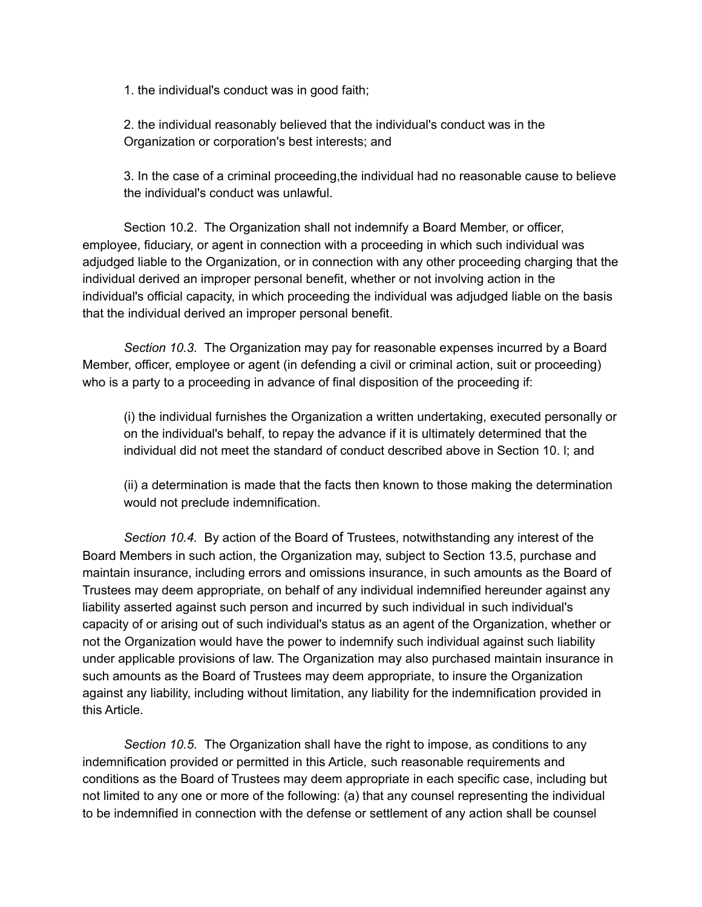1. the individual's conduct was in good faith;

2. the individual reasonably believed that the individual's conduct was in the Organization or corporation's best interests; and

3. In the case of a criminal proceeding,the individual had no reasonable cause to believe the individual's conduct was unlawful.

Section 10.2. The Organization shall not indemnify a Board Member, or officer, employee, fiduciary, or agent in connection with a proceeding in which such individual was adjudged liable to the Organization, or in connection with any other proceeding charging that the individual derived an improper personal benefit, whether or not involving action in the individual's official capacity, in which proceeding the individual was adjudged liable on the basis that the individual derived an improper personal benefit.

*Section 10.3.* The Organization may pay for reasonable expenses incurred by a Board Member, officer, employee or agent (in defending a civil or criminal action, suit or proceeding) who is a party to a proceeding in advance of final disposition of the proceeding if:

(i) the individual furnishes the Organization a written undertaking, executed personally or on the individual's behalf, to repay the advance if it is ultimately determined that the individual did not meet the standard of conduct described above in Section 10. l; and

(ii) a determination is made that the facts then known to those making the determination would not preclude indemnification.

*Section 10.4.* By action of the Board of Trustees, notwithstanding any interest of the Board Members in such action, the Organization may, subject to Section 13.5, purchase and maintain insurance, including errors and omissions insurance, in such amounts as the Board of Trustees may deem appropriate, on behalf of any individual indemnified hereunder against any liability asserted against such person and incurred by such individual in such individual's capacity of or arising out of such individual's status as an agent of the Organization, whether or not the Organization would have the power to indemnify such individual against such liability under applicable provisions of law. The Organization may also purchased maintain insurance in such amounts as the Board of Trustees may deem appropriate, to insure the Organization against any liability, including without limitation, any liability for the indemnification provided in this Article.

*Section 10.5.* The Organization shall have the right to impose, as conditions to any indemnification provided or permitted in this Article, such reasonable requirements and conditions as the Board of Trustees may deem appropriate in each specific case, including but not limited to any one or more of the following: (a) that any counsel representing the individual to be indemnified in connection with the defense or settlement of any action shall be counsel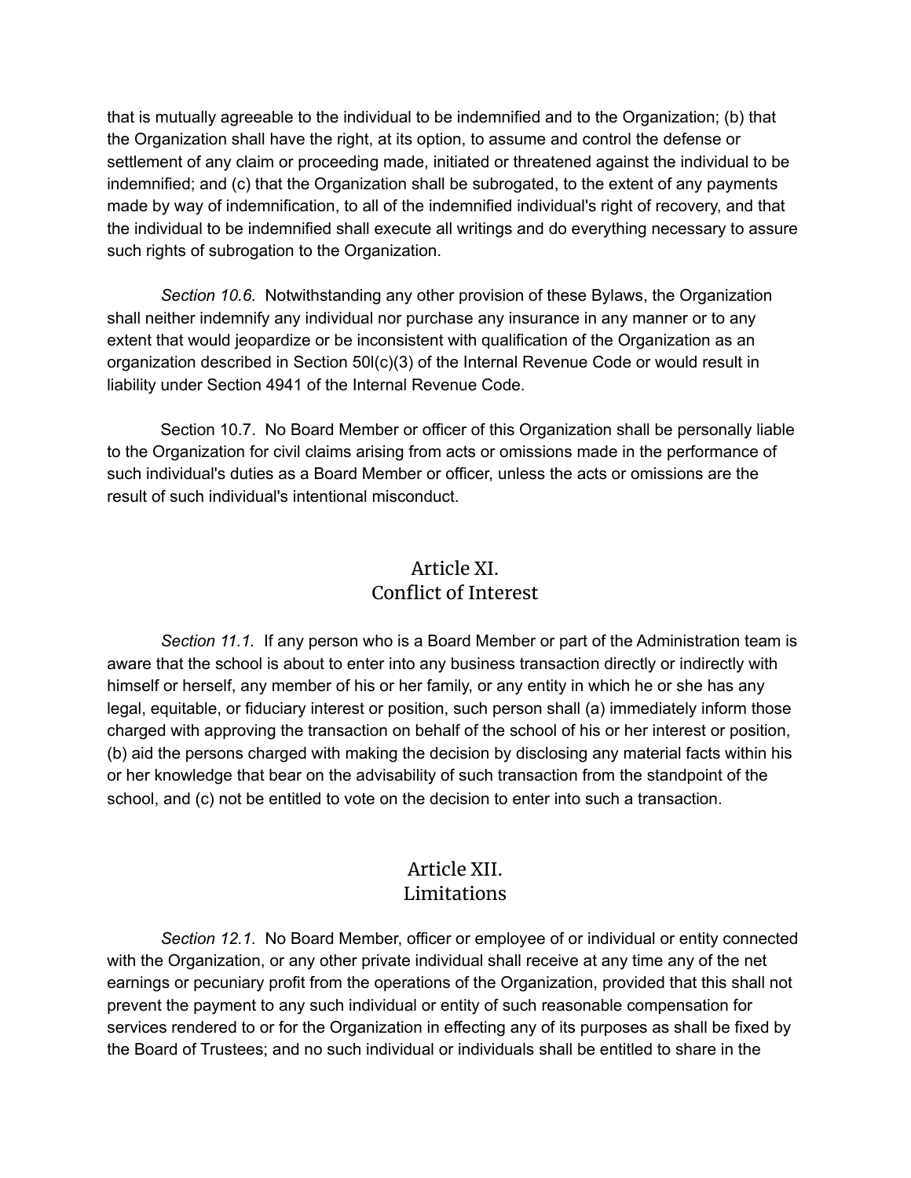that is mutually agreeable to the individual to be indemnified and to the Organization; (b) that the Organization shall have the right, at its option, to assume and control the defense or settlement of any claim or proceeding made, initiated or threatened against the individual to be indemnified; and (c) that the Organization shall be subrogated, to the extent of any payments made by way of indemnification, to all of the indemnified individual's right of recovery, and that the individual to be indemnified shall execute all writings and do everything necessary to assure such rights of subrogation to the Organization.

*Section 10.6.* Notwithstanding any other provision of these Bylaws, the Organization shall neither indemnify any individual nor purchase any insurance in any manner or to any extent that would jeopardize or be inconsistent with qualification of the Organization as an organization described in Section 50l(c)(3) of the Internal Revenue Code or would result in liability under Section 4941 of the Internal Revenue Code.

Section 10.7. No Board Member or officer of this Organization shall be personally liable to the Organization for civil claims arising from acts or omissions made in the performance of such individual's duties as a Board Member or officer, unless the acts or omissions are the result of such individual's intentional misconduct.

## Article XI.
## Conflict of Interest

*Section 11.1.* If any person who is a Board Member or part of the Administration team is aware that the school is about to enter into any business transaction directly or indirectly with himself or herself, any member of his or her family, or any entity in which he or she has any legal, equitable, or fiduciary interest or position, such person shall (a) immediately inform those charged with approving the transaction on behalf of the school of his or her interest or position, (b) aid the persons charged with making the decision by disclosing any material facts within his or her knowledge that bear on the advisability of such transaction from the standpoint of the school, and (c) not be entitled to vote on the decision to enter into such a transaction.

## Article XII.
## Limitations

*Section 12.1.* No Board Member, officer or employee of or individual or entity connected with the Organization, or any other private individual shall receive at any time any of the net earnings or pecuniary profit from the operations of the Organization, provided that this shall not prevent the payment to any such individual or entity of such reasonable compensation for services rendered to or for the Organization in effecting any of its purposes as shall be fixed by the Board of Trustees; and no such individual or individuals shall be entitled to share in the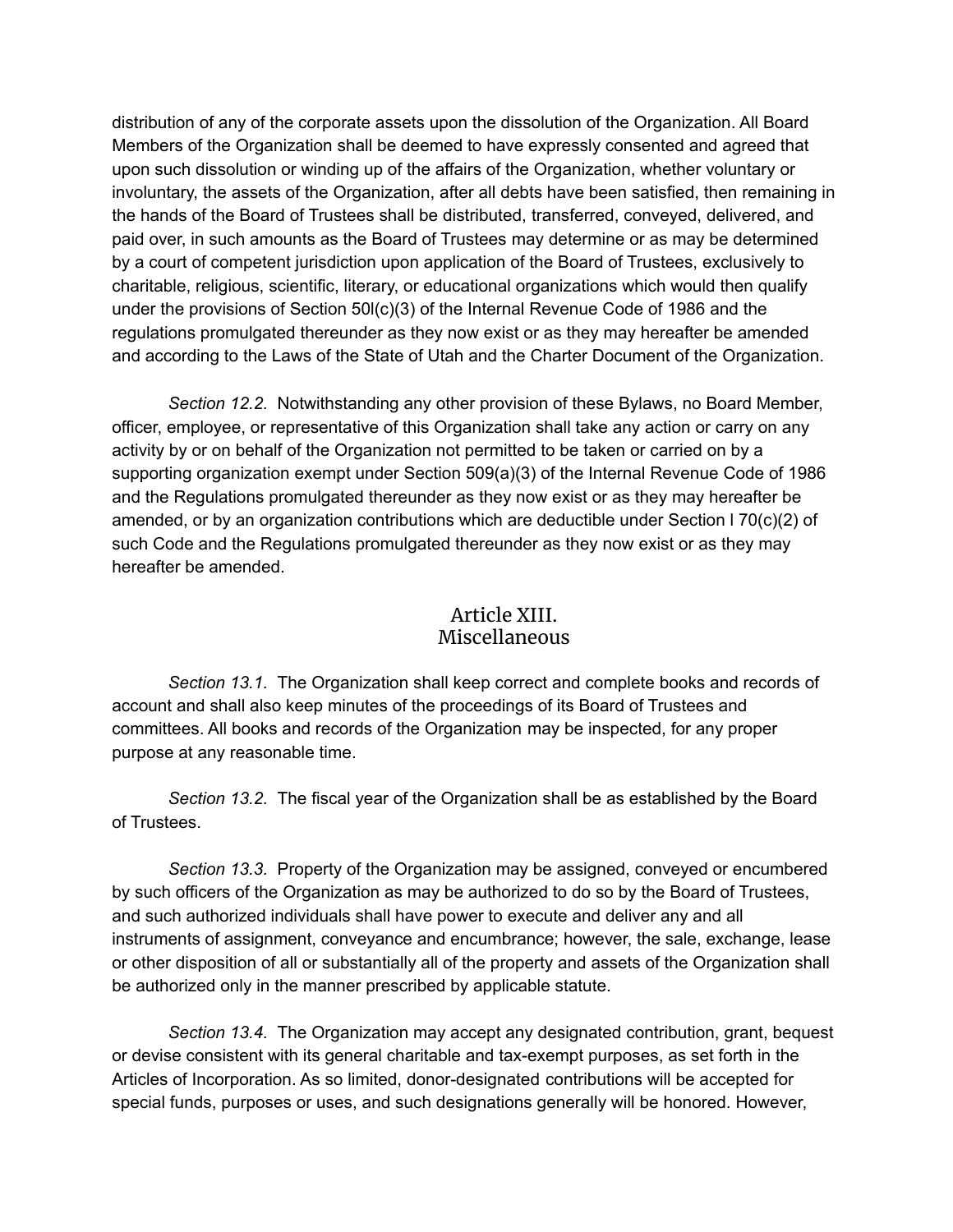distribution of any of the corporate assets upon the dissolution of the Organization. All Board Members of the Organization shall be deemed to have expressly consented and agreed that upon such dissolution or winding up of the affairs of the Organization, whether voluntary or involuntary, the assets of the Organization, after all debts have been satisfied, then remaining in the hands of the Board of Trustees shall be distributed, transferred, conveyed, delivered, and paid over, in such amounts as the Board of Trustees may determine or as may be determined by a court of competent jurisdiction upon application of the Board of Trustees, exclusively to charitable, religious, scientific, literary, or educational organizations which would then qualify under the provisions of Section 50l(c)(3) of the Internal Revenue Code of 1986 and the regulations promulgated thereunder as they now exist or as they may hereafter be amended and according to the Laws of the State of Utah and the Charter Document of the Organization.

*Section 12.2.* Notwithstanding any other provision of these Bylaws, no Board Member, officer, employee, or representative of this Organization shall take any action or carry on any activity by or on behalf of the Organization not permitted to be taken or carried on by a supporting organization exempt under Section 509(a)(3) of the Internal Revenue Code of 1986 and the Regulations promulgated thereunder as they now exist or as they may hereafter be amended, or by an organization contributions which are deductible under Section l 70(c)(2) of such Code and the Regulations promulgated thereunder as they now exist or as they may hereafter be amended.

## Article XIII.
## Miscellaneous

*Section 13.1.* The Organization shall keep correct and complete books and records of account and shall also keep minutes of the proceedings of its Board of Trustees and committees. All books and records of the Organization may be inspected, for any proper purpose at any reasonable time.

*Section 13.2.* The fiscal year of the Organization shall be as established by the Board of Trustees.

*Section 13.3.* Property of the Organization may be assigned, conveyed or encumbered by such officers of the Organization as may be authorized to do so by the Board of Trustees, and such authorized individuals shall have power to execute and deliver any and all instruments of assignment, conveyance and encumbrance; however, the sale, exchange, lease or other disposition of all or substantially all of the property and assets of the Organization shall be authorized only in the manner prescribed by applicable statute.

*Section 13.4.* The Organization may accept any designated contribution, grant, bequest or devise consistent with its general charitable and tax-exempt purposes, as set forth in the Articles of Incorporation. As so limited, donor-designated contributions will be accepted for special funds, purposes or uses, and such designations generally will be honored. However,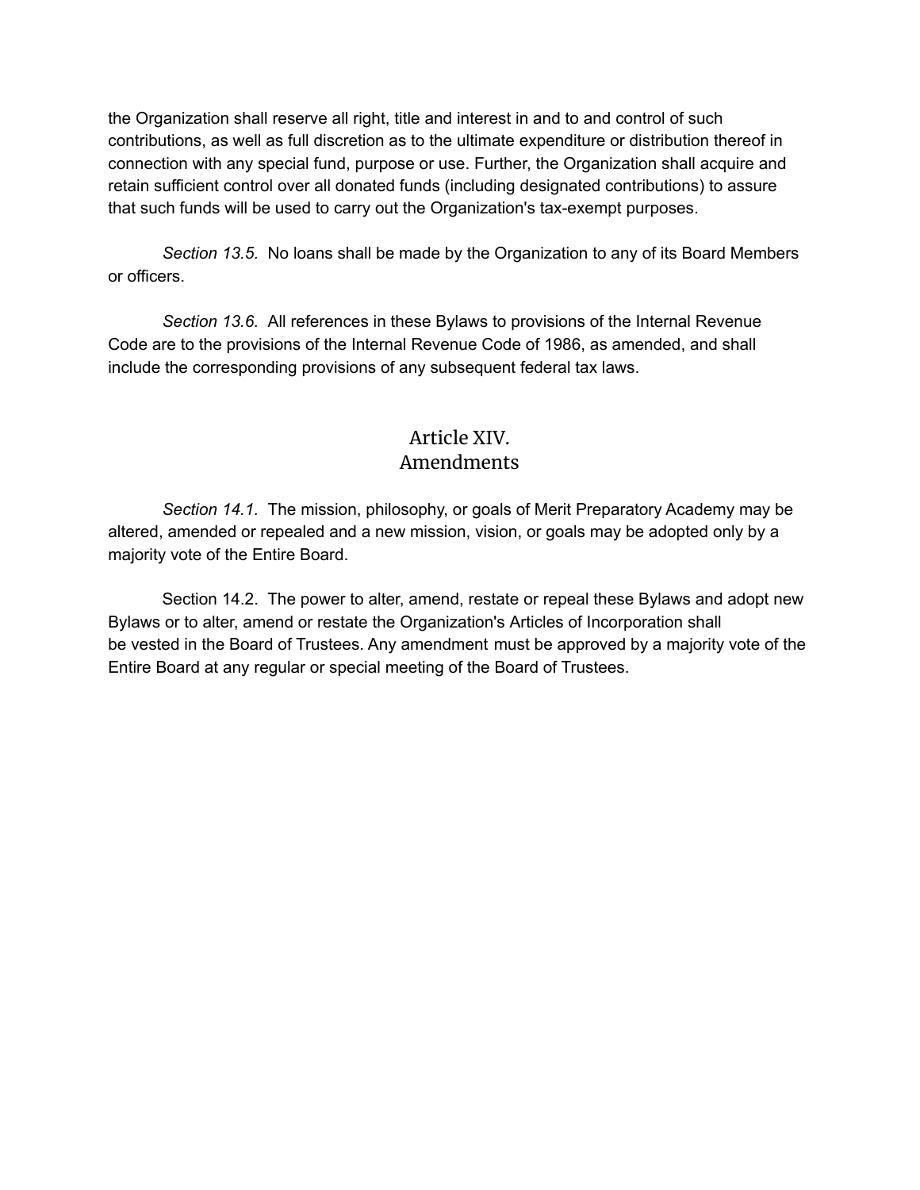the Organization shall reserve all right, title and interest in and to and control of such contributions, as well as full discretion as to the ultimate expenditure or distribution thereof in connection with any special fund, purpose or use. Further, the Organization shall acquire and retain sufficient control over all donated funds (including designated contributions) to assure that such funds will be used to carry out the Organization's tax-exempt purposes.

*Section 13.5.* No loans shall be made by the Organization to any of its Board Members or officers.

*Section 13.6.* All references in these Bylaws to provisions of the Internal Revenue Code are to the provisions of the Internal Revenue Code of 1986, as amended, and shall include the corresponding provisions of any subsequent federal tax laws.

## Article XIV.
## Amendments

*Section 14.1.* The mission, philosophy, or goals of Merit Preparatory Academy may be altered, amended or repealed and a new mission, vision, or goals may be adopted only by a majority vote of the Entire Board.

Section 14.2. The power to alter, amend, restate or repeal these Bylaws and adopt new Bylaws or to alter, amend or restate the Organization's Articles of Incorporation shall be vested in the Board of Trustees. Any amendment must be approved by a majority vote of the Entire Board at any regular or special meeting of the Board of Trustees.